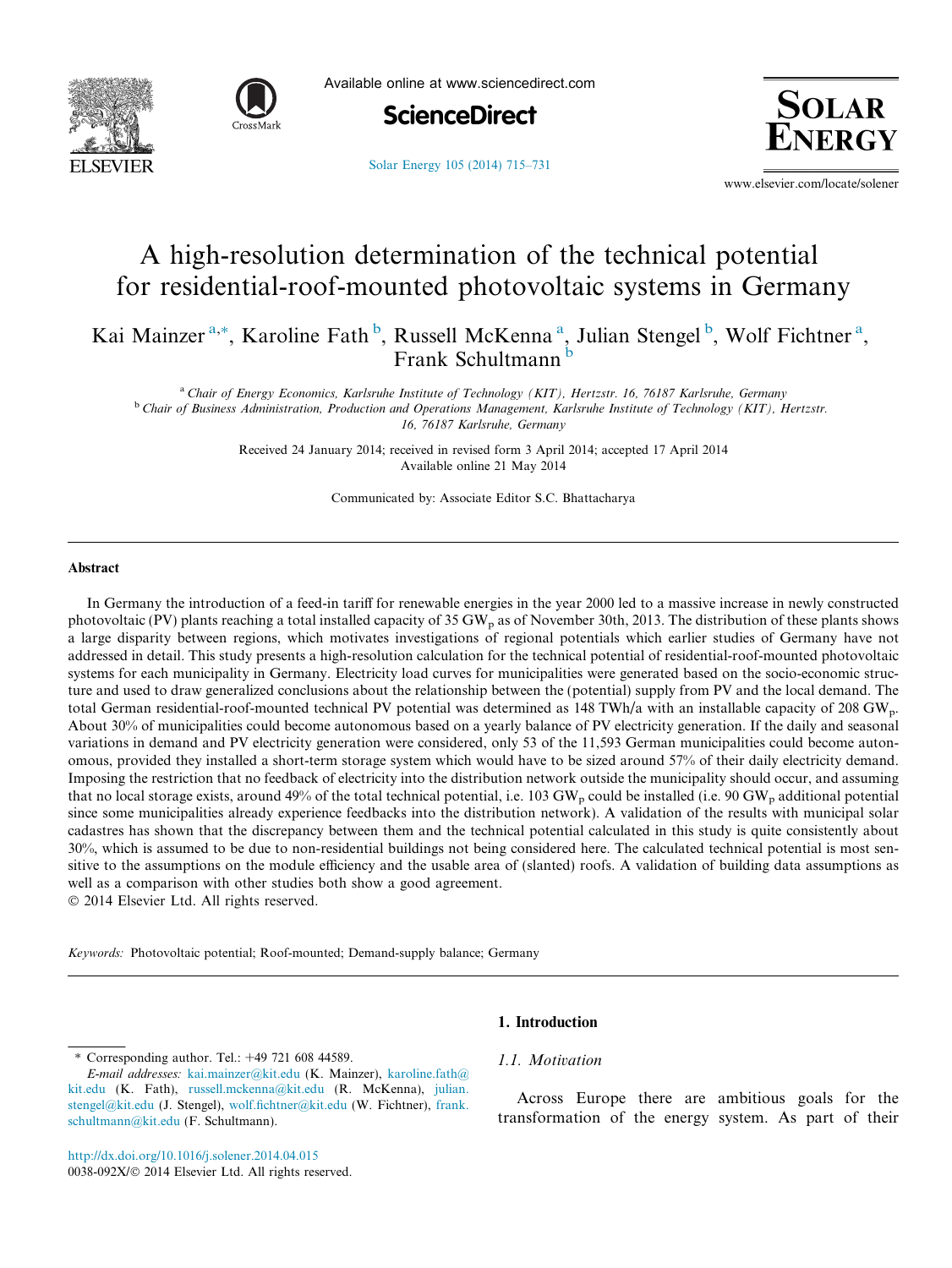# A high-resolution determination of the technical potential for residential-roof-mounted photovoltaic systems in Germany

Kai Mainzer [a,*], Karoline Fath [b], Russell McKenna [a], Julian Stengel [b], Wolf Fichtner [a], Frank Schultmann [b]

[a] *Chair of Energy Economics, Karlsruhe Institute of Technology (KIT), Hertzstr. 16, 76187 Karlsruhe, Germany*
[b] *Chair of Business Administration, Production and Operations Management, Karlsruhe Institute of Technology (KIT), Hertzstr. 16, 76187 Karlsruhe, Germany*

Received 24 January 2014; received in revised form 3 April 2014; accepted 17 April 2014
Available online 21 May 2014

Communicated by: Associate Editor S.C. Bhattacharya

## Abstract

In Germany the introduction of a feed-in tariff for renewable energies in the year 2000 led to a massive increase in newly constructed photovoltaic (PV) plants reaching a total installed capacity of 35 $GW_p$ as of November 30th, 2013. The distribution of these plants shows a large disparity between regions, which motivates investigations of regional potentials which earlier studies of Germany have not addressed in detail. This study presents a high-resolution calculation for the technical potential of residential-roof-mounted photovoltaic systems for each municipality in Germany. Electricity load curves for municipalities were generated based on the socio-economic structure and used to draw generalized conclusions about the relationship between the (potential) supply from PV and the local demand. The total German residential-roof-mounted technical PV potential was determined as 148 TWh/a with an installable capacity of 208 $GW_p$. About 30% of municipalities could become autonomous based on a yearly balance of PV electricity generation. If the daily and seasonal variations in demand and PV electricity generation were considered, only 53 of the 11,593 German municipalities could become autonomous, provided they installed a short-term storage system which would have to be sized around 57% of their daily electricity demand. Imposing the restriction that no feedback of electricity into the distribution network outside the municipality should occur, and assuming that no local storage exists, around 49% of the total technical potential, i.e. 103 $GW_p$ could be installed (i.e. 90 $GW_p$ additional potential since some municipalities already experience feedbacks into the distribution network). A validation of the results with municipal solar cadastres has shown that the discrepancy between them and the technical potential calculated in this study is quite consistently about 30%, which is assumed to be due to non-residential buildings not being considered here. The calculated technical potential is most sensitive to the assumptions on the module efficiency and the usable area of (slanted) roofs. A validation of building data assumptions as well as a comparison with other studies both show a good agreement.

© 2014 Elsevier Ltd. All rights reserved.

*Keywords:* Photovoltaic potential; Roof-mounted; Demand-supply balance; Germany

## 1. Introduction

### 1.1. Motivation

Across Europe there are ambitious goals for the transformation of the energy system. As part of their

---

* Corresponding author. Tel.: +49 721 608 44589.
*E-mail addresses:* kai.mainzer@kit.edu (K. Mainzer), karoline.fath@kit.edu (K. Fath), russell.mckenna@kit.edu (R. McKenna), julian.stengel@kit.edu (J. Stengel), wolf.fichtner@kit.edu (W. Fichtner), frank.schultmann@kit.edu (F. Schultmann).

http://dx.doi.org/10.1016/j.solener.2014.04.015
0038-092X/© 2014 Elsevier Ltd. All rights reserved.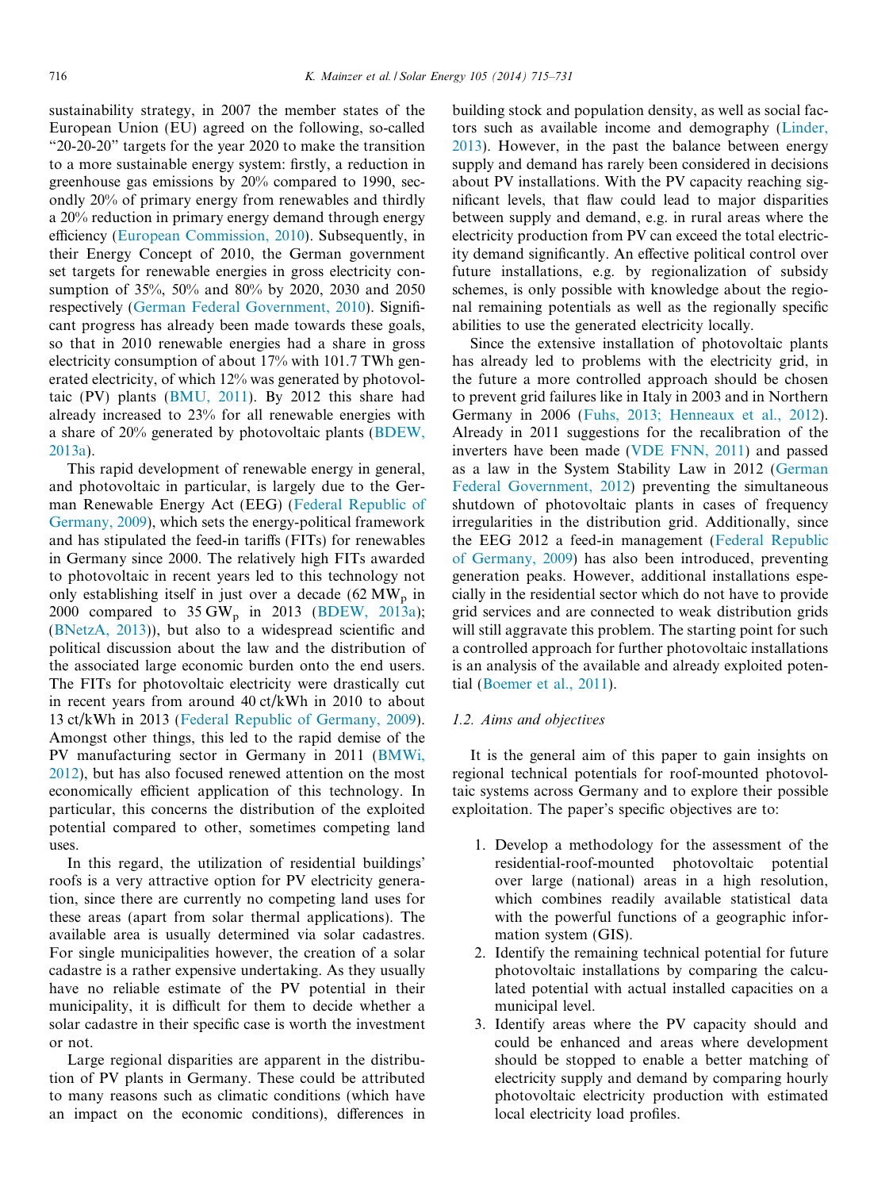sustainability strategy, in 2007 the member states of the European Union (EU) agreed on the following, so-called "20-20-20" targets for the year 2020 to make the transition to a more sustainable energy system: firstly, a reduction in greenhouse gas emissions by 20% compared to 1990, secondly 20% of primary energy from renewables and thirdly a 20% reduction in primary energy demand through energy efficiency (European Commission, 2010). Subsequently, in their Energy Concept of 2010, the German government set targets for renewable energies in gross electricity consumption of 35%, 50% and 80% by 2020, 2030 and 2050 respectively (German Federal Government, 2010). Significant progress has already been made towards these goals, so that in 2010 renewable energies had a share in gross electricity consumption of about 17% with 101.7 TWh generated electricity, of which 12% was generated by photovoltaic (PV) plants (BMU, 2011). By 2012 this share had already increased to 23% for all renewable energies with a share of 20% generated by photovoltaic plants (BDEW, 2013a).

This rapid development of renewable energy in general, and photovoltaic in particular, is largely due to the German Renewable Energy Act (EEG) (Federal Republic of Germany, 2009), which sets the energy-political framework and has stipulated the feed-in tariffs (FITs) for renewables in Germany since 2000. The relatively high FITs awarded to photovoltaic in recent years led to this technology not only establishing itself in just over a decade (62 $\text{MW}_\text{p}$ in 2000 compared to 35 $\text{GW}_\text{p}$ in 2013 (BDEW, 2013a); (BNetzA, 2013)), but also to a widespread scientific and political discussion about the law and the distribution of the associated large economic burden onto the end users. The FITs for photovoltaic electricity were drastically cut in recent years from around 40 ct/kWh in 2010 to about 13 ct/kWh in 2013 (Federal Republic of Germany, 2009). Amongst other things, this led to the rapid demise of the PV manufacturing sector in Germany in 2011 (BMWi, 2012), but has also focused renewed attention on the most economically efficient application of this technology. In particular, this concerns the distribution of the exploited potential compared to other, sometimes competing land uses.

In this regard, the utilization of residential buildings' roofs is a very attractive option for PV electricity generation, since there are currently no competing land uses for these areas (apart from solar thermal applications). The available area is usually determined via solar cadastres. For single municipalities however, the creation of a solar cadastre is a rather expensive undertaking. As they usually have no reliable estimate of the PV potential in their municipality, it is difficult for them to decide whether a solar cadastre in their specific case is worth the investment or not.

Large regional disparities are apparent in the distribution of PV plants in Germany. These could be attributed to many reasons such as climatic conditions (which have an impact on the economic conditions), differences in building stock and population density, as well as social factors such as available income and demography (Linder, 2013). However, in the past the balance between energy supply and demand has rarely been considered in decisions about PV installations. With the PV capacity reaching significant levels, that flaw could lead to major disparities between supply and demand, e.g. in rural areas where the electricity production from PV can exceed the total electricity demand significantly. An effective political control over future installations, e.g. by regionalization of subsidy schemes, is only possible with knowledge about the regional remaining potentials as well as the regionally specific abilities to use the generated electricity locally.

Since the extensive installation of photovoltaic plants has already led to problems with the electricity grid, in the future a more controlled approach should be chosen to prevent grid failures like in Italy in 2003 and in Northern Germany in 2006 (Fuhs, 2013; Henneaux et al., 2012). Already in 2011 suggestions for the recalibration of the inverters have been made (VDE FNN, 2011) and passed as a law in the System Stability Law in 2012 (German Federal Government, 2012) preventing the simultaneous shutdown of photovoltaic plants in cases of frequency irregularities in the distribution grid. Additionally, since the EEG 2012 a feed-in management (Federal Republic of Germany, 2009) has also been introduced, preventing generation peaks. However, additional installations especially in the residential sector which do not have to provide grid services and are connected to weak distribution grids will still aggravate this problem. The starting point for such a controlled approach for further photovoltaic installations is an analysis of the available and already exploited potential (Boemer et al., 2011).

### 1.2. Aims and objectives

It is the general aim of this paper to gain insights on regional technical potentials for roof-mounted photovoltaic systems across Germany and to explore their possible exploitation. The paper's specific objectives are to:

1. Develop a methodology for the assessment of the residential-roof-mounted photovoltaic potential over large (national) areas in a high resolution, which combines readily available statistical data with the powerful functions of a geographic information system (GIS).
2. Identify the remaining technical potential for future photovoltaic installations by comparing the calculated potential with actual installed capacities on a municipal level.
3. Identify areas where the PV capacity should and could be enhanced and areas where development should be stopped to enable a better matching of electricity supply and demand by comparing hourly photovoltaic electricity production with estimated local electricity load profiles.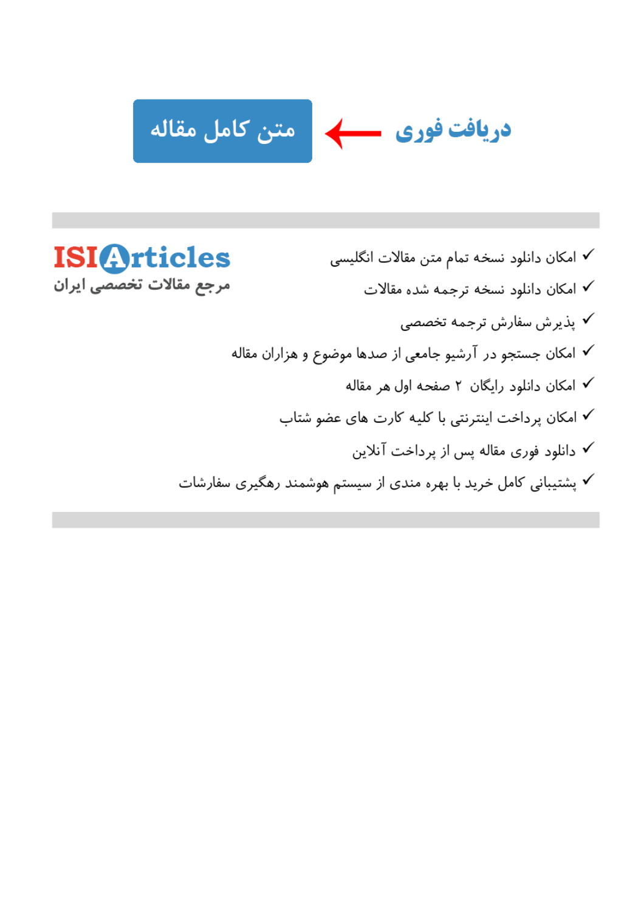دریافت فوری ← متن کامل مقاله

**ISIArticles**
مرجع مقالات تخصصی ایران

- ✓ امکان دانلود نسخه تمام متن مقالات انگلیسی
- ✓ امکان دانلود نسخه ترجمه شده مقالات
- ✓ پذیرش سفارش ترجمه تخصصی
- ✓ امکان جستجو در آرشیو جامعی از صدها موضوع و هزاران مقاله
- ✓ امکان دانلود رایگان ۲ صفحه اول هر مقاله
- ✓ امکان پرداخت اینترنتی با کلیه کارت های عضو شتاب
- ✓ دانلود فوری مقاله پس از پرداخت آنلاین
- ✓ پشتیبانی کامل خرید با بهره مندی از سیستم هوشمند رهگیری سفارشات